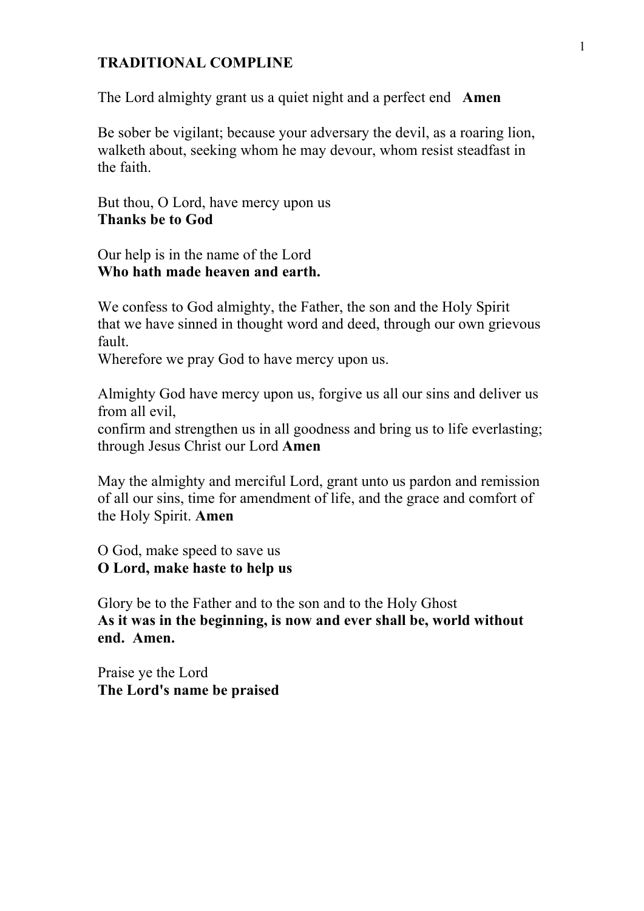# TRADITIONAL COMPLINE

The Lord almighty grant us a quiet night and a perfect end **Amen**

Be sober be vigilant; because your adversary the devil, as a roaring lion, walketh about, seeking whom he may devour, whom resist steadfast in the faith.

But thou, O Lord, have mercy upon us
**Thanks be to God**

Our help is in the name of the Lord
**Who hath made heaven and earth.**

We confess to God almighty, the Father, the son and the Holy Spirit
that we have sinned in thought word and deed, through our own grievous fault.
Wherefore we pray God to have mercy upon us.

Almighty God have mercy upon us, forgive us all our sins and deliver us from all evil,
confirm and strengthen us in all goodness and bring us to life everlasting;
through Jesus Christ our Lord **Amen**

May the almighty and merciful Lord, grant unto us pardon and remission of all our sins, time for amendment of life, and the grace and comfort of the Holy Spirit. **Amen**

O God, make speed to save us
**O Lord, make haste to help us**

Glory be to the Father and to the son and to the Holy Ghost
**As it was in the beginning, is now and ever shall be, world without end. Amen.**

Praise ye the Lord
**The Lord's name be praised**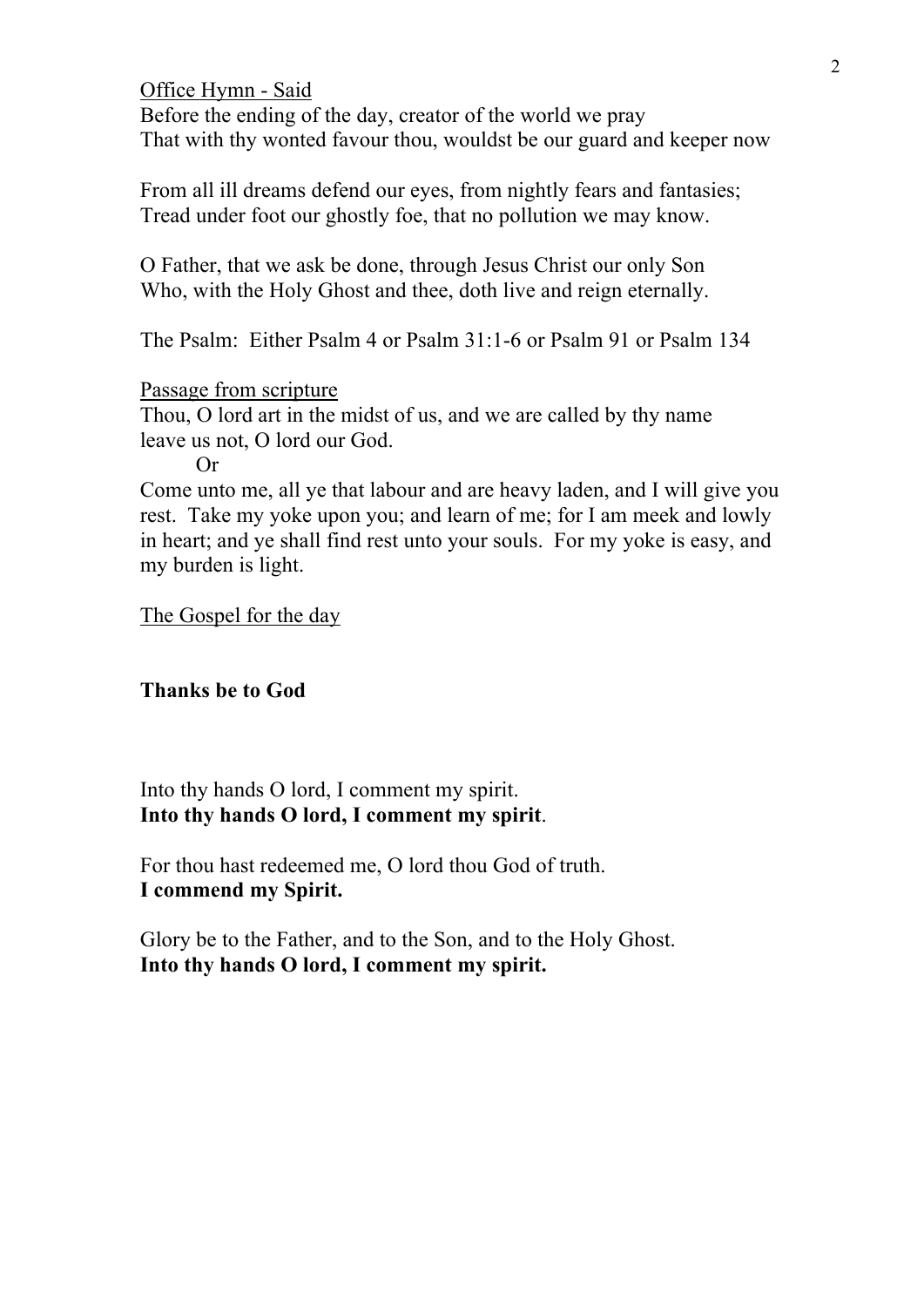<u>Office Hymn - Said</u>
Before the ending of the day, creator of the world we pray
That with thy wonted favour thou, wouldst be our guard and keeper now

From all ill dreams defend our eyes, from nightly fears and fantasies;
Tread under foot our ghostly foe, that no pollution we may know.

O Father, that we ask be done, through Jesus Christ our only Son
Who, with the Holy Ghost and thee, doth live and reign eternally.

The Psalm: Either Psalm 4 or Psalm 31:1-6 or Psalm 91 or Psalm 134

<u>Passage from scripture</u>
Thou, O lord art in the midst of us, and we are called by thy name
leave us not, O lord our God.

Or

Come unto me, all ye that labour and are heavy laden, and I will give you rest. Take my yoke upon you; and learn of me; for I am meek and lowly in heart; and ye shall find rest unto your souls. For my yoke is easy, and my burden is light.

<u>The Gospel for the day</u>

**Thanks be to God**

Into thy hands O lord, I comment my spirit.
**Into thy hands O lord, I comment my spirit**.

For thou hast redeemed me, O lord thou God of truth.
**I commend my Spirit.**

Glory be to the Father, and to the Son, and to the Holy Ghost.
**Into thy hands O lord, I comment my spirit.**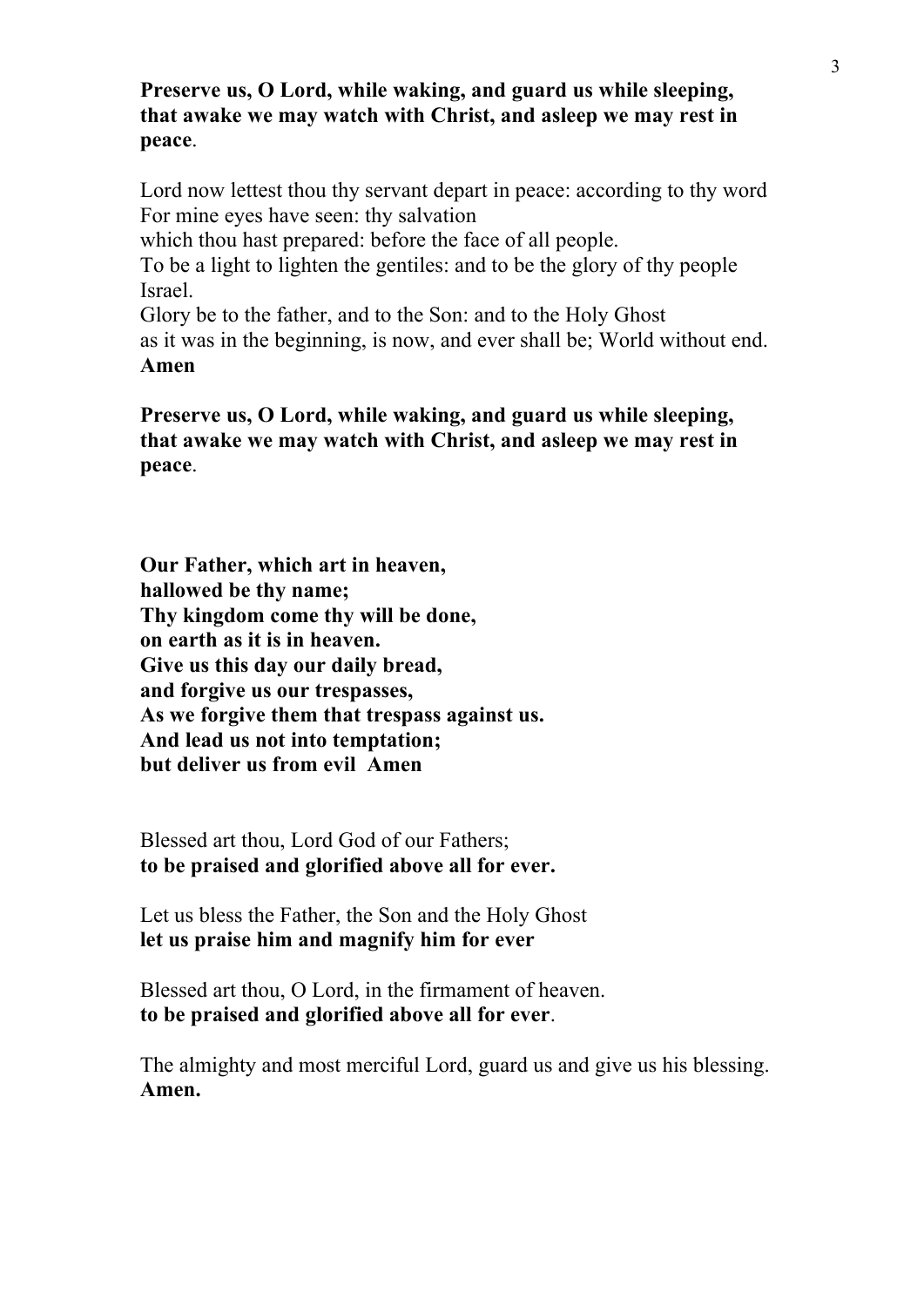**Preserve us, O Lord, while waking, and guard us while sleeping, that awake we may watch with Christ, and asleep we may rest in peace**.

Lord now lettest thou thy servant depart in peace: according to thy word  
For mine eyes have seen: thy salvation  
which thou hast prepared: before the face of all people.  
To be a light to lighten the gentiles: and to be the glory of thy people Israel.  
Glory be to the father, and to the Son: and to the Holy Ghost  
as it was in the beginning, is now, and ever shall be; World without end.  
**Amen**

**Preserve us, O Lord, while waking, and guard us while sleeping, that awake we may watch with Christ, and asleep we may rest in peace**.

**Our Father, which art in heaven,**  
**hallowed be thy name;**  
**Thy kingdom come thy will be done,**  
**on earth as it is in heaven.**  
**Give us this day our daily bread,**  
**and forgive us our trespasses,**  
**As we forgive them that trespass against us.**  
**And lead us not into temptation;**  
**but deliver us from evil  Amen**

Blessed art thou, Lord God of our Fathers;  
**to be praised and glorified above all for ever.**

Let us bless the Father, the Son and the Holy Ghost  
**let us praise him and magnify him for ever**

Blessed art thou, O Lord, in the firmament of heaven.  
**to be praised and glorified above all for ever**.

The almighty and most merciful Lord, guard us and give us his blessing.  
**Amen.**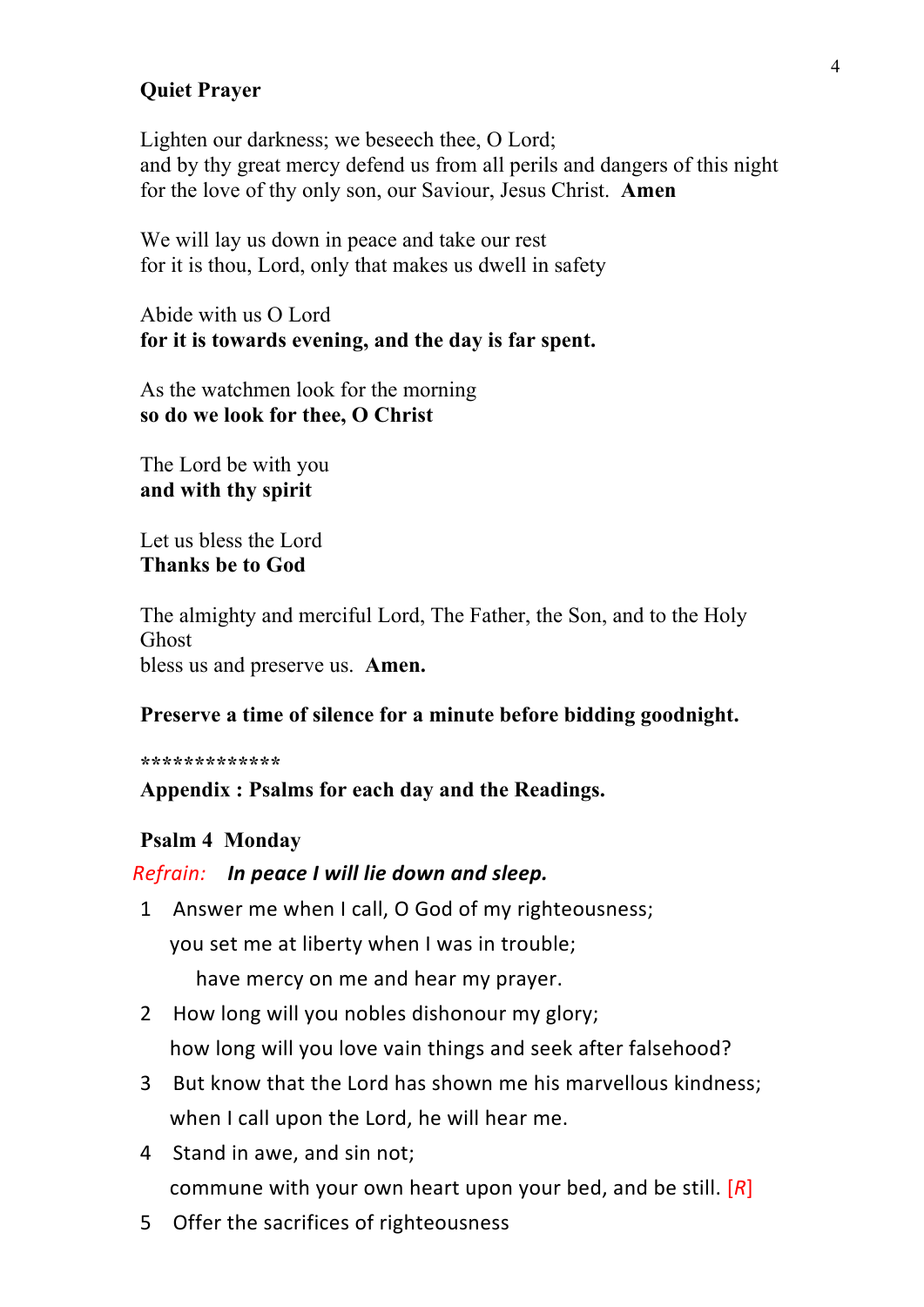**Quiet Prayer**

Lighten our darkness; we beseech thee, O Lord;
and by thy great mercy defend us from all perils and dangers of this night
for the love of thy only son, our Saviour, Jesus Christ. **Amen**

We will lay us down in peace and take our rest
for it is thou, Lord, only that makes us dwell in safety

Abide with us O Lord
**for it is towards evening, and the day is far spent.**

As the watchmen look for the morning
**so do we look for thee, O Christ**

The Lord be with you
**and with thy spirit**

Let us bless the Lord
**Thanks be to God**

The almighty and merciful Lord, The Father, the Son, and to the Holy Ghost
bless us and preserve us. **Amen.**

**Preserve a time of silence for a minute before bidding goodnight.**

*************

**Appendix : Psalms for each day and the Readings.**

**Psalm 4 Monday**

*Refrain:* ***In peace I will lie down and sleep.***

1 Answer me when I call, O God of my righteousness;
you set me at liberty when I was in trouble;
have mercy on me and hear my prayer.

2 How long will you nobles dishonour my glory;
how long will you love vain things and seek after falsehood?

3 But know that the Lord has shown me his marvellous kindness;
when I call upon the Lord, he will hear me.

4 Stand in awe, and sin not;
commune with your own heart upon your bed, and be still. [*R*]

5 Offer the sacrifices of righteousness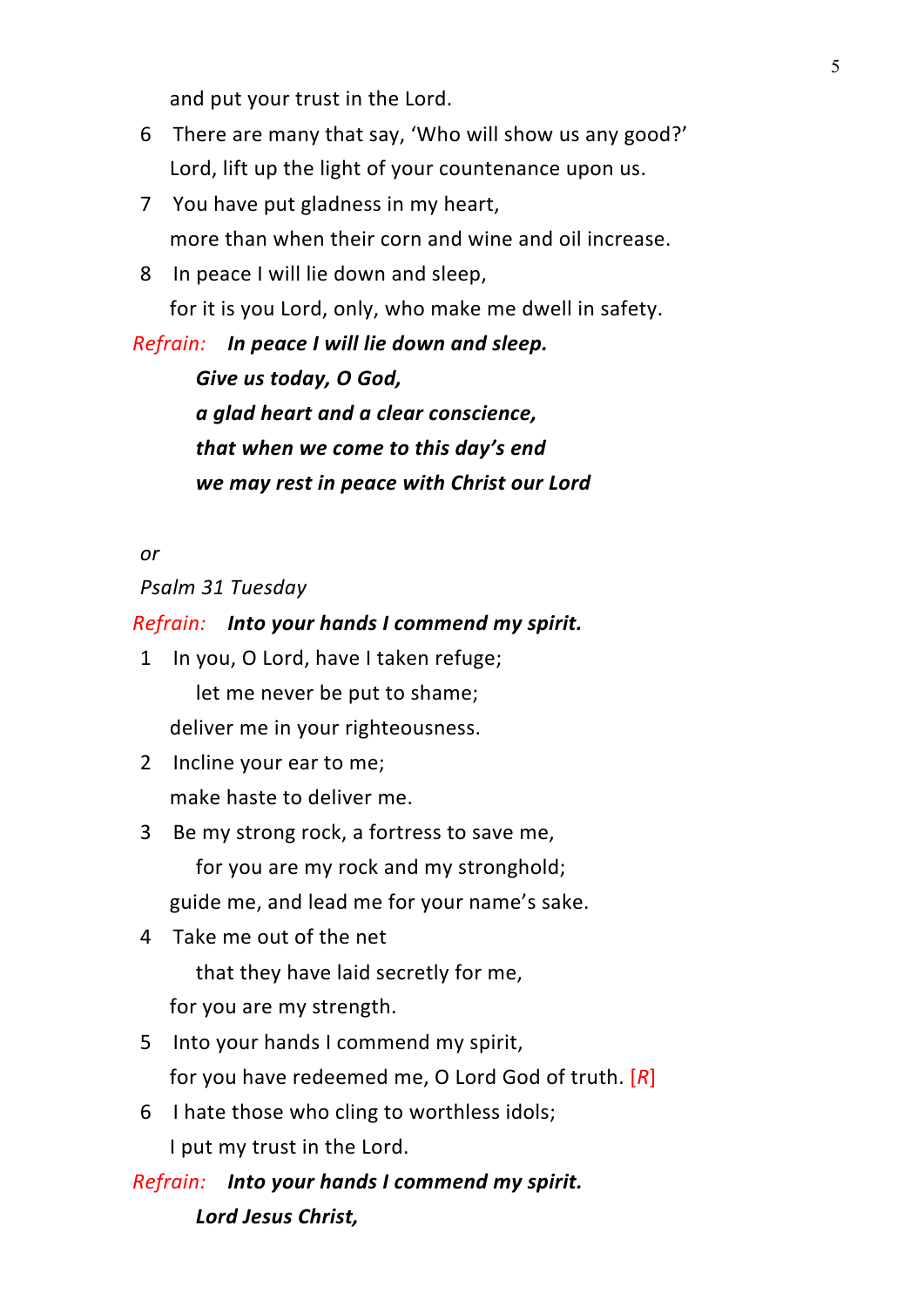and put your trust in the Lord.

6 There are many that say, 'Who will show us any good?'
Lord, lift up the light of your countenance upon us.

7 You have put gladness in my heart,
more than when their corn and wine and oil increase.

8 In peace I will lie down and sleep,
for it is you Lord, only, who make me dwell in safety.

*Refrain:* ***In peace I will lie down and sleep.***
***Give us today, O God,***
***a glad heart and a clear conscience,***
***that when we come to this day's end***
***we may rest in peace with Christ our Lord***

*or*

*Psalm 31 Tuesday*

*Refrain:* ***Into your hands I commend my spirit.***

1 In you, O Lord, have I taken refuge;
let me never be put to shame;
deliver me in your righteousness.

2 Incline your ear to me;
make haste to deliver me.

3 Be my strong rock, a fortress to save me,
for you are my rock and my stronghold;
guide me, and lead me for your name's sake.

4 Take me out of the net
that they have laid secretly for me,
for you are my strength.

5 Into your hands I commend my spirit,
for you have redeemed me, O Lord God of truth. [*R*]

6 I hate those who cling to worthless idols;
I put my trust in the Lord.

*Refrain:* ***Into your hands I commend my spirit.***
***Lord Jesus Christ,***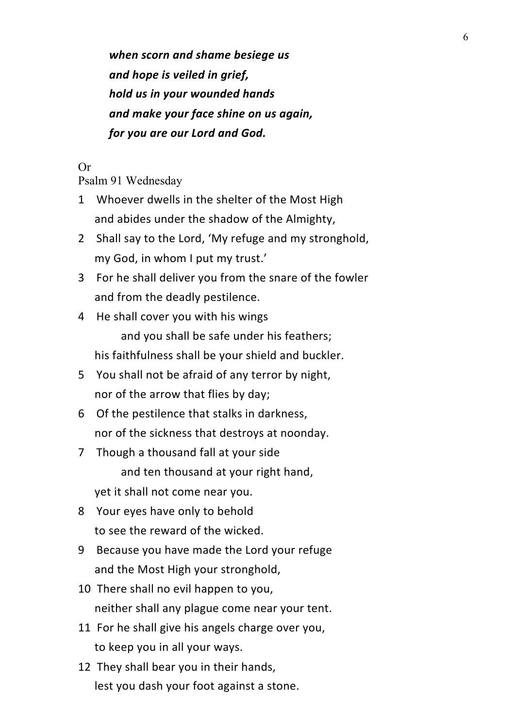***when scorn and shame besiege us***
***and hope is veiled in grief,***
***hold us in your wounded hands***
***and make your face shine on us again,***
***for you are our Lord and God.***

Or
Psalm 91 Wednesday

1 Whoever dwells in the shelter of the Most High
and abides under the shadow of the Almighty,

2 Shall say to the Lord, 'My refuge and my stronghold,
my God, in whom I put my trust.'

3 For he shall deliver you from the snare of the fowler
and from the deadly pestilence.

4 He shall cover you with his wings
and you shall be safe under his feathers;
his faithfulness shall be your shield and buckler.

5 You shall not be afraid of any terror by night,
nor of the arrow that flies by day;

6 Of the pestilence that stalks in darkness,
nor of the sickness that destroys at noonday.

7 Though a thousand fall at your side
and ten thousand at your right hand,
yet it shall not come near you.

8 Your eyes have only to behold
to see the reward of the wicked.

9 Because you have made the Lord your refuge
and the Most High your stronghold,

10 There shall no evil happen to you,
neither shall any plague come near your tent.

11 For he shall give his angels charge over you,
to keep you in all your ways.

12 They shall bear you in their hands,
lest you dash your foot against a stone.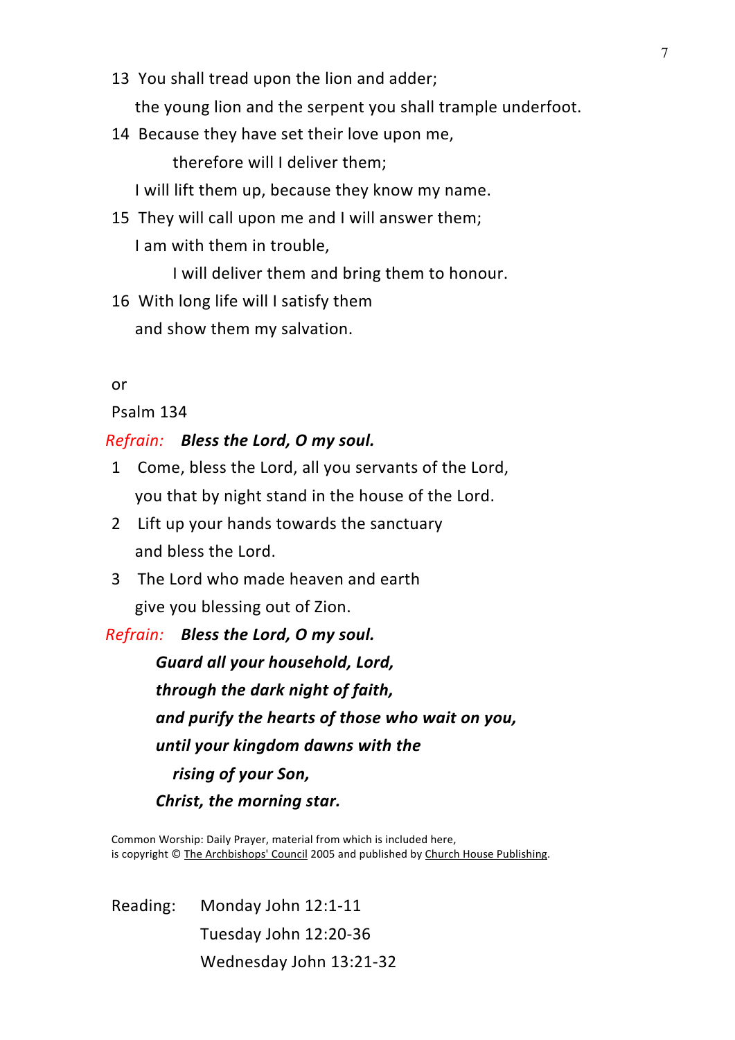13 You shall tread upon the lion and adder;
the young lion and the serpent you shall trample underfoot.

14 Because they have set their love upon me,
therefore will I deliver them;
I will lift them up, because they know my name.

15 They will call upon me and I will answer them;
I am with them in trouble,
I will deliver them and bring them to honour.

16 With long life will I satisfy them
and show them my salvation.

or

Psalm 134

*Refrain:* ***Bless the Lord, O my soul.***

1 Come, bless the Lord, all you servants of the Lord,
you that by night stand in the house of the Lord.

2 Lift up your hands towards the sanctuary
and bless the Lord.

3 The Lord who made heaven and earth
give you blessing out of Zion.

*Refrain:* ***Bless the Lord, O my soul.***

***Guard all your household, Lord,***
***through the dark night of faith,***
***and purify the hearts of those who wait on you,***
***until your kingdom dawns with the***
***rising of your Son,***
***Christ, the morning star.***

Common Worship: Daily Prayer, material from which is included here, is copyright © The Archbishops' Council 2005 and published by Church House Publishing.

Reading: Monday John 12:1-11
Tuesday John 12:20-36
Wednesday John 13:21-32